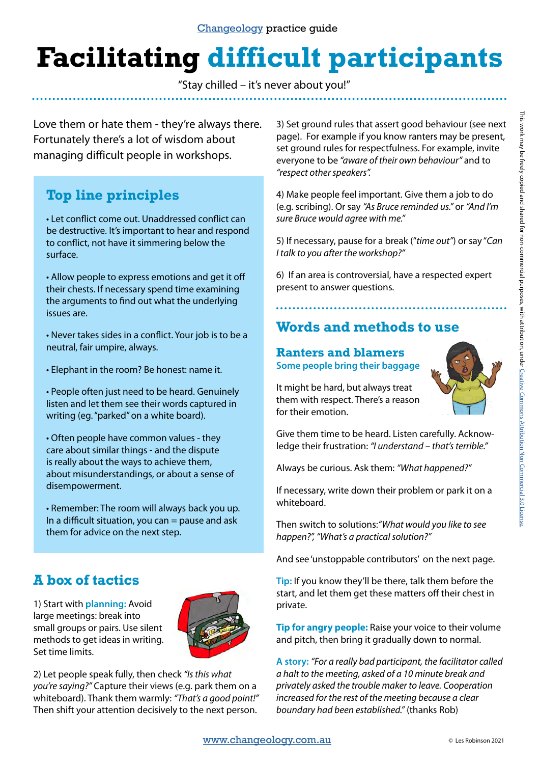Changeology practice guide

# Facilitating difficult participants

"Stay chilled – it's never about you!"

Love them or hate them - they're always there. Fortunately there's a lot of wisdom about managing difficult people in workshops.

## Top line principles

- Let conflict come out. Unaddressed conflict can be destructive. It's important to hear and respond to conflict, not have it simmering below the surface.

- Allow people to express emotions and get it off their chests. If necessary spend time examining the arguments to find out what the underlying issues are.

- Never takes sides in a conflict. Your job is to be a neutral, fair umpire, always.

- Elephant in the room? Be honest: name it.

- People often just need to be heard. Genuinely listen and let them see their words captured in writing (eg. "parked" on a white board).

- Often people have common values - they care about similar things - and the dispute is really about the ways to achieve them, about misunderstandings, or about a sense of disempowerment.

- Remember: The room will always back you up. In a difficult situation, you can = pause and ask them for advice on the next step.

## A box of tactics

1) Start with **planning:** Avoid large meetings: break into small groups or pairs. Use silent methods to get ideas in writing. Set time limits.

2) Let people speak fully, then check *"Is this what you're saying?"* Capture their views (e.g. park them on a whiteboard). Thank them warmly: *"That's a good point!"* Then shift your attention decisively to the next person.

3) Set ground rules that assert good behaviour (see next page). For example if you know ranters may be present, set ground rules for respectfulness. For example, invite everyone to be *"aware of their own behaviour"* and to *"respect other speakers".*

4) Make people feel important. Give them a job to do (e.g. scribing). Or say *"As Bruce reminded us."* or *"And I'm sure Bruce would agree with me."*

5) If necessary, pause for a break ("*time out"*) or say "*Can I talk to you after the workshop?"*

6) If an area is controversial, have a respected expert present to answer questions.

## Words and methods to use

### Ranters and blamers

**Some people bring their baggage**

It might be hard, but always treat them with respect. There's a reason for their emotion.

Give them time to be heard. Listen carefully. Acknowledge their frustration: *"I understand – that's terrible."*

Always be curious. Ask them: *"What happened?"*

If necessary, write down their problem or park it on a whiteboard.

Then switch to solutions:*"What would you like to see happen?", "What's a practical solution?"*

And see 'unstoppable contributors' on the next page.

**Tip:** If you know they'll be there, talk them before the start, and let them get these matters off their chest in private.

**Tip for angry people:** Raise your voice to their volume and pitch, then bring it gradually down to normal.

**A story:** *"For a really bad participant, the facilitator called a halt to the meeting, asked of a 10 minute break and privately asked the trouble maker to leave. Cooperation increased for the rest of the meeting because a clear boundary had been established."* (thanks Rob)

This work may be freely copied and shared for non-commercial purposes, with attribution, under Creative Commons Attribution Non Commercial 3.0 License.

www.changeology.com.au

© Les Robinson 2021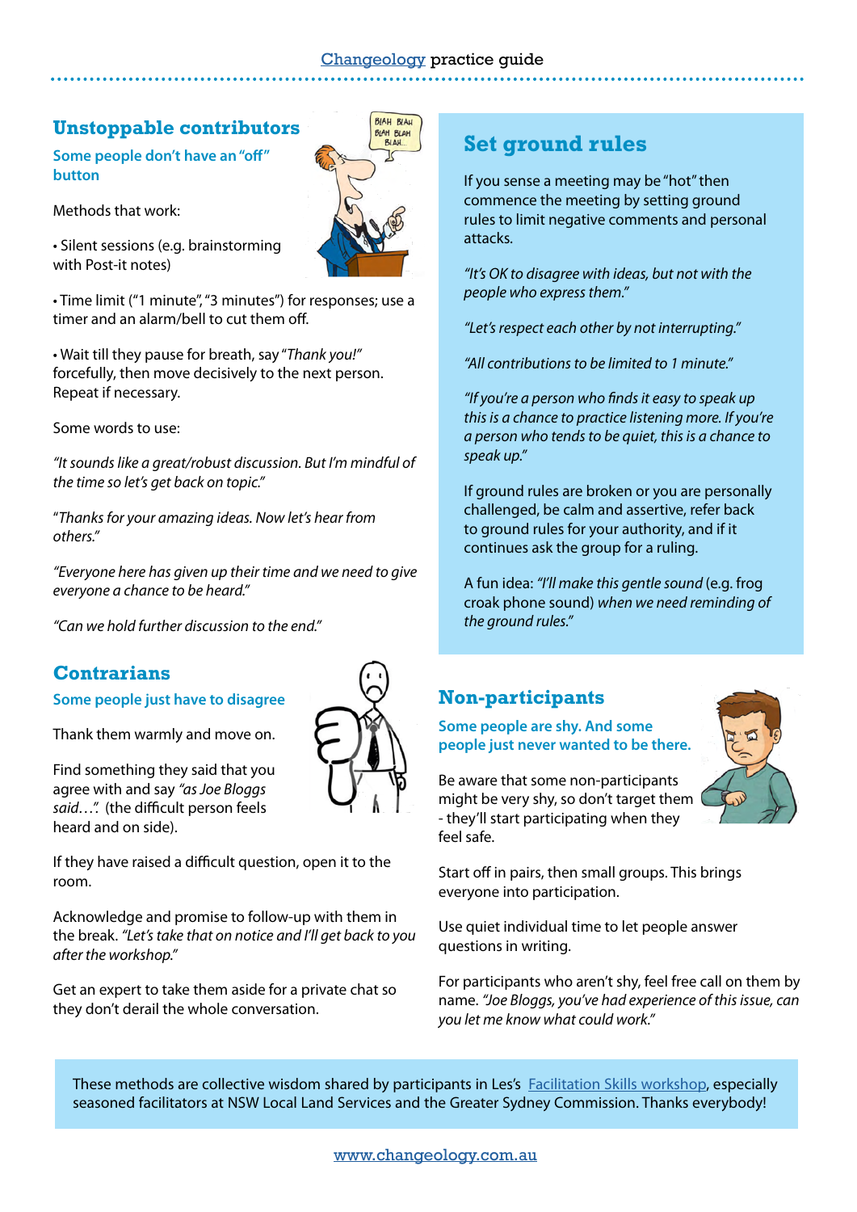## Unstoppable contributors

**Some people don't have an "off" button**

Methods that work:

- Silent sessions (e.g. brainstorming with Post-it notes)
- Time limit ("1 minute", "3 minutes") for responses; use a timer and an alarm/bell to cut them off.
- Wait till they pause for breath, say "*Thank you!*" forcefully, then move decisively to the next person. Repeat if necessary.

Some words to use:

*"It sounds like a great/robust discussion. But I'm mindful of the time so let's get back on topic."*

"*Thanks for your amazing ideas. Now let's hear from others.*"

*"Everyone here has given up their time and we need to give everyone a chance to be heard."*

*"Can we hold further discussion to the end."*

## Contrarians

**Some people just have to disagree**

Thank them warmly and move on.

Find something they said that you agree with and say *"as Joe Bloggs said…"*. (the difficult person feels heard and on side).

If they have raised a difficult question, open it to the room.

Acknowledge and promise to follow-up with them in the break. *"Let's take that on notice and I'll get back to you after the workshop."*

Get an expert to take them aside for a private chat so they don't derail the whole conversation.

## Set ground rules

If you sense a meeting may be "hot" then commence the meeting by setting ground rules to limit negative comments and personal attacks.

*"It's OK to disagree with ideas, but not with the people who express them."*

*"Let's respect each other by not interrupting."*

*"All contributions to be limited to 1 minute."*

*"If you're a person who finds it easy to speak up this is a chance to practice listening more. If you're a person who tends to be quiet, this is a chance to speak up."*

If ground rules are broken or you are personally challenged, be calm and assertive, refer back to ground rules for your authority, and if it continues ask the group for a ruling.

A fun idea: *"I'll make this gentle sound* (e.g. frog croak phone sound) *when we need reminding of the ground rules."*

## Non-participants

**Some people are shy. And some people just never wanted to be there.**

Be aware that some non-participants might be very shy, so don't target them - they'll start participating when they feel safe.

Start off in pairs, then small groups. This brings everyone into participation.

Use quiet individual time to let people answer questions in writing.

For participants who aren't shy, feel free call on them by name. *"Joe Bloggs, you've had experience of this issue, can you let me know what could work."*

These methods are collective wisdom shared by participants in Les's Facilitation Skills workshop, especially seasoned facilitators at NSW Local Land Services and the Greater Sydney Commission. Thanks everybody!

www.changeology.com.au